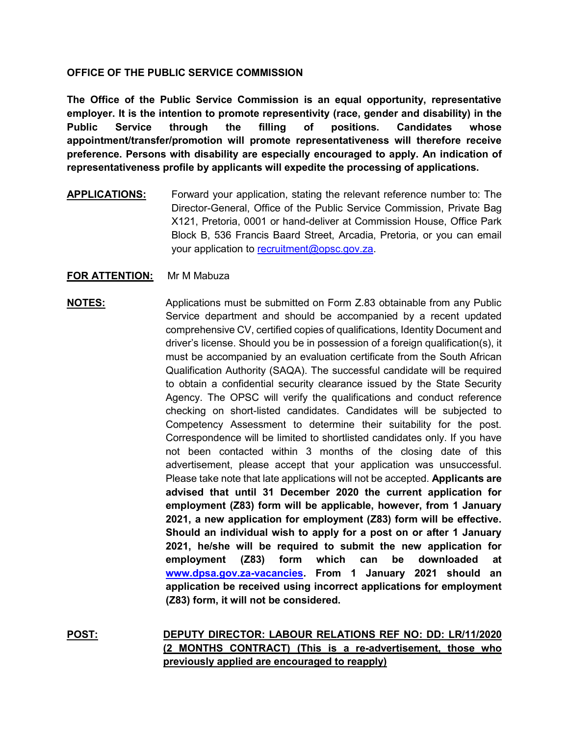**OFFICE OF THE PUBLIC SERVICE COMMISSION**

**The Office of the Public Service Commission is an equal opportunity, representative employer. It is the intention to promote representivity (race, gender and disability) in the Public Service through the filling of positions. Candidates whose appointment/transfer/promotion will promote representativeness will therefore receive preference. Persons with disability are especially encouraged to apply. An indication of representativeness profile by applicants will expedite the processing of applications.**

**APPLICATIONS:** Forward your application, stating the relevant reference number to: The Director-General, Office of the Public Service Commission, Private Bag X121, Pretoria, 0001 or hand-deliver at Commission House, Office Park Block B, 536 Francis Baard Street, Arcadia, Pretoria, or you can email your application to recruitment@opsc.gov.za.

**FOR ATTENTION:** Mr M Mabuza

**NOTES:** Applications must be submitted on Form Z.83 obtainable from any Public Service department and should be accompanied by a recent updated comprehensive CV, certified copies of qualifications, Identity Document and driver's license. Should you be in possession of a foreign qualification(s), it must be accompanied by an evaluation certificate from the South African Qualification Authority (SAQA). The successful candidate will be required to obtain a confidential security clearance issued by the State Security Agency. The OPSC will verify the qualifications and conduct reference checking on short-listed candidates. Candidates will be subjected to Competency Assessment to determine their suitability for the post. Correspondence will be limited to shortlisted candidates only. If you have not been contacted within 3 months of the closing date of this advertisement, please accept that your application was unsuccessful. Please take note that late applications will not be accepted. **Applicants are advised that until 31 December 2020 the current application for employment (Z83) form will be applicable, however, from 1 January 2021, a new application for employment (Z83) form will be effective. Should an individual wish to apply for a post on or after 1 January 2021, he/she will be required to submit the new application for employment (Z83) form which can be downloaded at www.dpsa.gov.za-vacancies. From 1 January 2021 should an application be received using incorrect applications for employment (Z83) form, it will not be considered.**

**POST:** **DEPUTY DIRECTOR: LABOUR RELATIONS REF NO: DD: LR/11/2020 (2 MONTHS CONTRACT) (This is a re-advertisement, those who previously applied are encouraged to reapply)**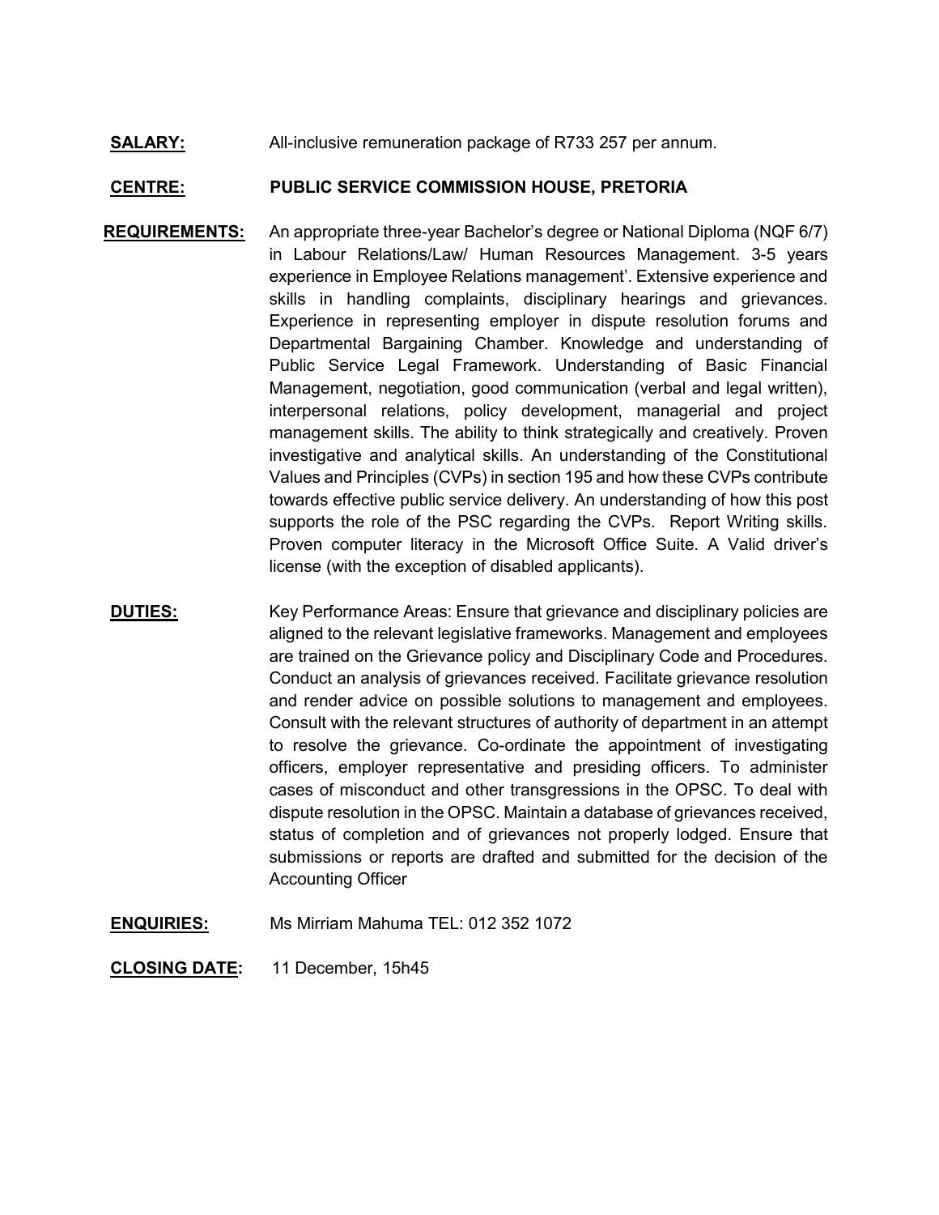**SALARY:** All-inclusive remuneration package of R733 257 per annum.

**CENTRE:** **PUBLIC SERVICE COMMISSION HOUSE, PRETORIA**

**REQUIREMENTS:** An appropriate three-year Bachelor's degree or National Diploma (NQF 6/7) in Labour Relations/Law/ Human Resources Management. 3-5 years experience in Employee Relations management'. Extensive experience and skills in handling complaints, disciplinary hearings and grievances. Experience in representing employer in dispute resolution forums and Departmental Bargaining Chamber. Knowledge and understanding of Public Service Legal Framework. Understanding of Basic Financial Management, negotiation, good communication (verbal and legal written), interpersonal relations, policy development, managerial and project management skills. The ability to think strategically and creatively. Proven investigative and analytical skills. An understanding of the Constitutional Values and Principles (CVPs) in section 195 and how these CVPs contribute towards effective public service delivery. An understanding of how this post supports the role of the PSC regarding the CVPs. Report Writing skills. Proven computer literacy in the Microsoft Office Suite. A Valid driver's license (with the exception of disabled applicants).

**DUTIES:** Key Performance Areas: Ensure that grievance and disciplinary policies are aligned to the relevant legislative frameworks. Management and employees are trained on the Grievance policy and Disciplinary Code and Procedures. Conduct an analysis of grievances received. Facilitate grievance resolution and render advice on possible solutions to management and employees. Consult with the relevant structures of authority of department in an attempt to resolve the grievance. Co-ordinate the appointment of investigating officers, employer representative and presiding officers. To administer cases of misconduct and other transgressions in the OPSC. To deal with dispute resolution in the OPSC. Maintain a database of grievances received, status of completion and of grievances not properly lodged. Ensure that submissions or reports are drafted and submitted for the decision of the Accounting Officer

**ENQUIRIES:** Ms Mirriam Mahuma TEL: 012 352 1072

**CLOSING DATE:** 11 December, 15h45